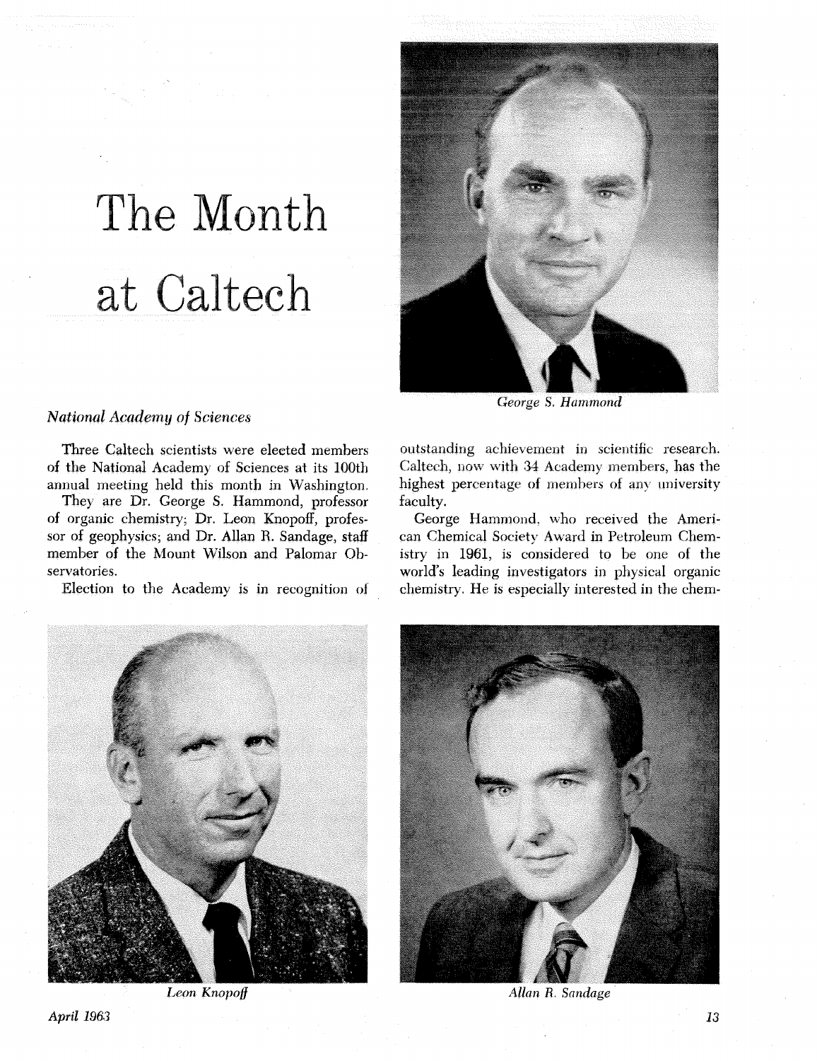# The Month at Caltech

George S. Hammond

## *National Academy of Sciences*

Three Caltech scientists were elected members of the National Academy of Sciences at its 100th annual meeting held this month in Washington.

They are Dr. George S. Hammond, professor of organic chemistry; Dr. Leon Knopoff, professor of geophysics; and Dr. Allan R. Sandage, staff member of the Mount Wilson and Palomar Observatories.

Election to the Academy is in recognition of outstanding achievement in scientific research. Caltech, now with 34 Academy members, has the highest percentage of members of any university faculty.

George Hammond, who received the American Chemical Society Award in Petroleum Chemistry in 1961, is considered to be one of the world's leading investigators in physical organic chemistry. He is especially interested in the chem-

Leon Knopoff

Allan R. Sandage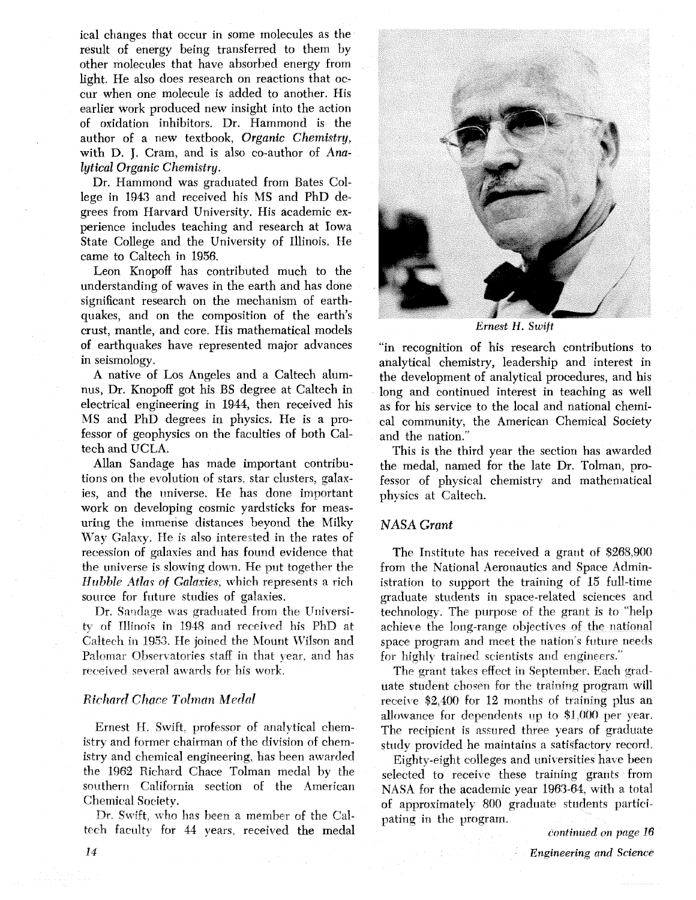ical changes that occur in some molecules as the result of energy being transferred to them by other molecules that have absorbed energy from light. He also does research on reactions that occur when one molecule is added to another. His earlier work produced new insight into the action of oxidation inhibitors. Dr. Hammond is the author of a new textbook, *Organic Chemistry*, with D. J. Cram, and is also co-author of *Analytical Organic Chemistry*.

Dr. Hammond was graduated from Bates College in 1943 and received his MS and PhD degrees from Harvard University. His academic experience includes teaching and research at Iowa State College and the University of Illinois. He came to Caltech in 1956.

Leon Knopoff has contributed much to the understanding of waves in the earth and has done significant research on the mechanism of earthquakes, and on the composition of the earth's crust, mantle, and core. His mathematical models of earthquakes have represented major advances in seismology.

A native of Los Angeles and a Caltech alumnus, Dr. Knopoff got his BS degree at Caltech in electrical engineering in 1944, then received his MS and PhD degrees in physics. He is a professor of geophysics on the faculties of both Caltech and UCLA.

Allan Sandage has made important contributions on the evolution of stars, star clusters, galaxies, and the universe. He has done important work on developing cosmic yardsticks for measuring the immense distances beyond the Milky Way Galaxy. He is also interested in the rates of recession of galaxies and has found evidence that the universe is slowing down. He put together the *Hubble Atlas of Galaxies*, which represents a rich source for future studies of galaxies.

Dr. Sandage was graduated from the University of Illinois in 1948 and received his PhD at Caltech in 1953. He joined the Mount Wilson and Palomar Observatories staff in that year, and has received several awards for his work.

## *Richard Chace Tolman Medal*

Ernest H. Swift, professor of analytical chemistry and former chairman of the division of chemistry and chemical engineering, has been awarded the 1962 Richard Chace Tolman medal by the southern California section of the American Chemical Society.

Dr. Swift, who has been a member of the Caltech faculty for 44 years, received the medal "in recognition of his research contributions to analytical chemistry, leadership and interest in the development of analytical procedures, and his long and continued interest in teaching as well as for his service to the local and national chemical community, the American Chemical Society and the nation."

*Ernest H. Swift*

This is the third year the section has awarded the medal, named for the late Dr. Tolman, professor of physical chemistry and mathematical physics at Caltech.

## *NASA Grant*

The Institute has received a grant of $268,900 from the National Aeronautics and Space Administration to support the training of 15 full-time graduate students in space-related sciences and technology. The purpose of the grant is to "help achieve the long-range objectives of the national space program and meet the nation's future needs for highly trained scientists and engineers."

The grant takes effect in September. Each graduate student chosen for the training program will receive $2,400 for 12 months of training plus an allowance for dependents up to $1,000 per year. The recipient is assured three years of graduate study provided he maintains a satisfactory record.

Eighty-eight colleges and universities have been selected to receive these training grants from NASA for the academic year 1963-64, with a total of approximately 800 graduate students participating in the program.

*continued on page 16*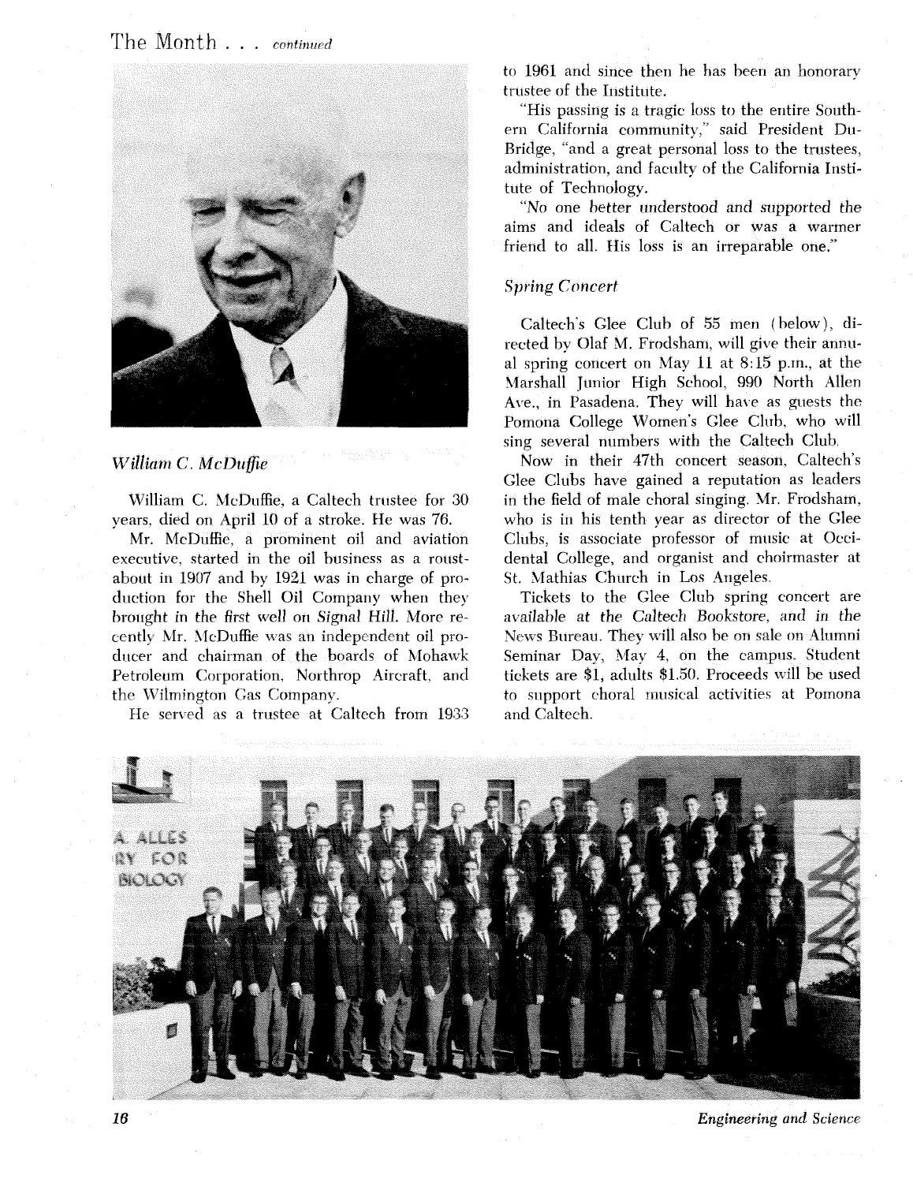*William C. McDuffie*

William C. McDuffie, a Caltech trustee for 30 years, died on April 10 of a stroke. He was 76.

Mr. McDuffie, a prominent oil and aviation executive, started in the oil business as a roustabout in 1907 and by 1921 was in charge of production for the Shell Oil Company when they brought in the first well on Signal Hill. More recently Mr. McDuffie was an independent oil producer and chairman of the boards of Mohawk Petroleum Corporation, Northrop Aircraft, and the Wilmington Gas Company.

He served as a trustee at Caltech from 1933 to 1961 and since then he has been an honorary trustee of the Institute.

"His passing is a tragic loss to the entire Southern California community," said President DuBridge, "and a great personal loss to the trustees, administration, and faculty of the California Institute of Technology.

"No one better understood and supported the aims and ideals of Caltech or was a warmer friend to all. His loss is an irreparable one."

### *Spring Concert*

Caltech's Glee Club of 55 men (below), directed by Olaf M. Frodsham, will give their annual spring concert on May 11 at 8:15 p.m., at the Marshall Junior High School, 990 North Allen Ave., in Pasadena. They will have as guests the Pomona College Women's Glee Club, who will sing several numbers with the Caltech Club.

Now in their 47th concert season, Caltech's Glee Clubs have gained a reputation as leaders in the field of male choral singing. Mr. Frodsham, who is in his tenth year as director of the Glee Clubs, is associate professor of music at Occidental College, and organist and choirmaster at St. Mathias Church in Los Angeles.

Tickets to the Glee Club spring concert are available at the Caltech Bookstore, and in the News Bureau. They will also be on sale on Alumni Seminar Day, May 4, on the campus. Student tickets are $1, adults $1.50. Proceeds will be used to support choral musical activities at Pomona and Caltech.